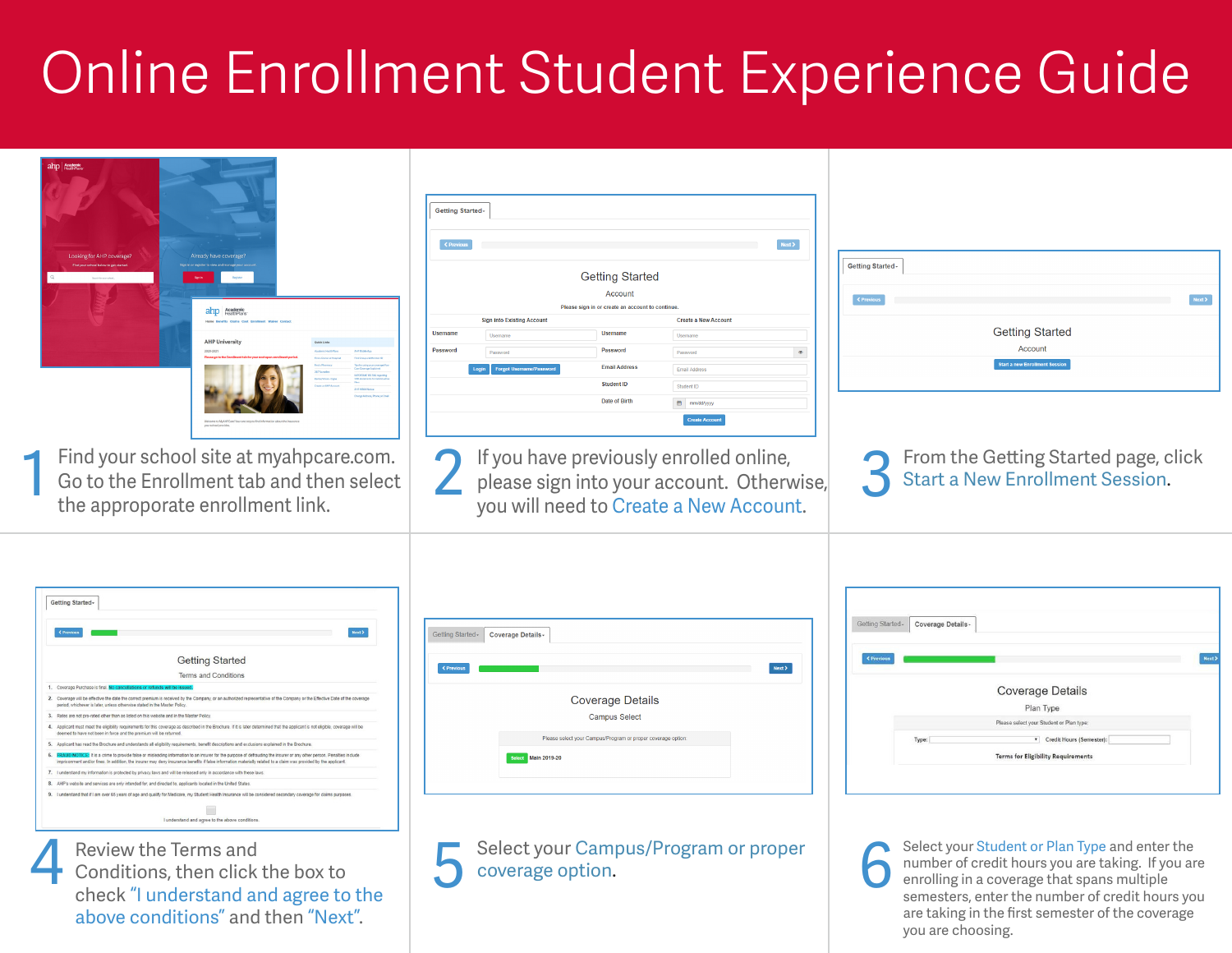# Online Enrollment Student Experience Guide

1. Find your school site at myahpcare.com. Go to the Enrollment tab and then select the approporate enrollment link.

2. If you have previously enrolled online, please sign into your account. Otherwise, you will need to Create a New Account.

3. From the Getting Started page, click Start a New Enrollment Session.

4. Review the Terms and Conditions, then click the box to check "I understand and agree to the above conditions" and then "Next".

5. Select your Campus/Program or proper coverage option.

6. Select your Student or Plan Type and enter the number of credit hours you are taking. If you are enrolling in a coverage that spans multiple semesters, enter the number of credit hours you are taking in the first semester of the coverage you are choosing.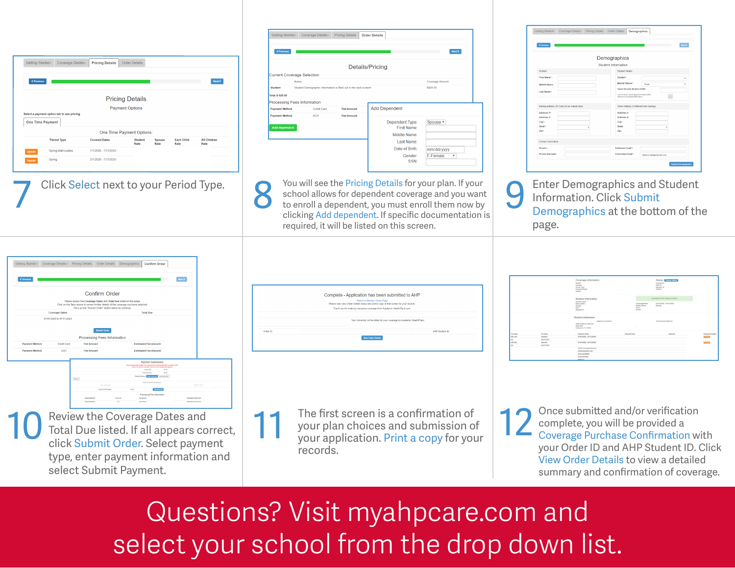**7** Click Select next to your Period Type.

**8** You will see the Pricing Details for your plan. If your school allows for dependent coverage and you want to enroll a dependent, you must enroll them now by clicking Add dependent. If specific documentation is required, it will be listed on this screen.

**9** Enter Demographics and Student Information. Click Submit Demographics at the bottom of the page.

**10** Review the Coverage Dates and Total Due listed. If all appears correct, click Submit Order. Select payment type, enter payment information and select Submit Payment.

**11** The first screen is a confirmation of your plan choices and submission of your application. Print a copy for your records.

**12** Once submitted and/or verification complete, you will be provided a Coverage Purchase Confirmation with your Order ID and AHP Student ID. Click View Order Details to view a detailed summary and confirmation of coverage.

## Questions? Visit myahpcare.com and select your school from the drop down list.